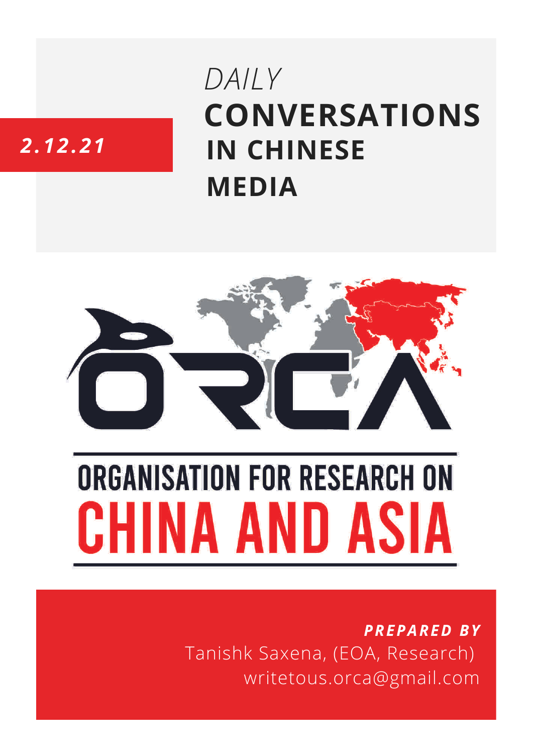2.12.21

*DAILY*
# CONVERSATIONS IN CHINESE MEDIA

ORGANISATION FOR RESEARCH ON
CHINA AND ASIA

***PREPARED BY***
Tanishk Saxena, (EOA, Research)
writetous.orca@gmail.com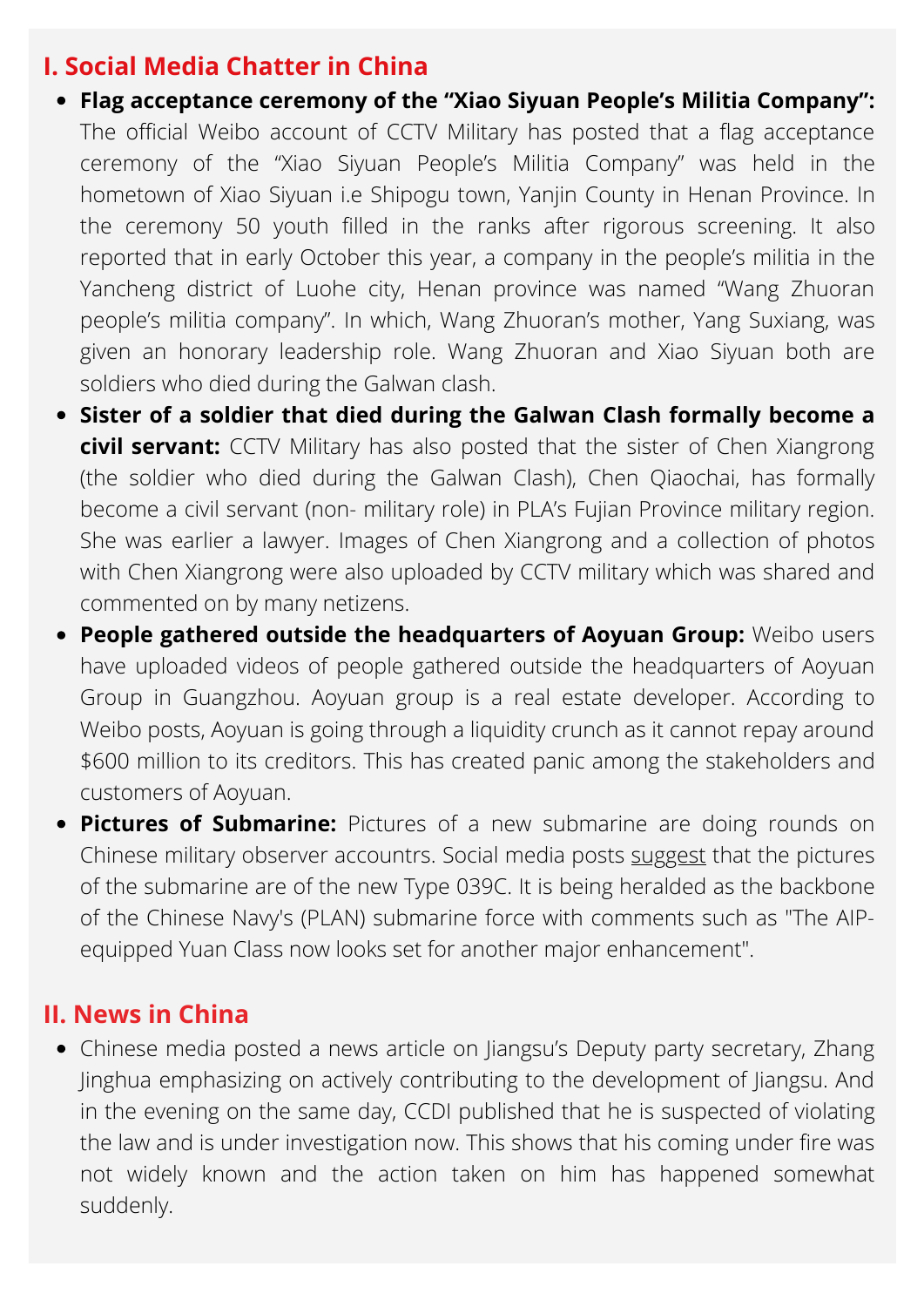## I. Social Media Chatter in China

- **Flag acceptance ceremony of the "Xiao Siyuan People's Militia Company":** The official Weibo account of CCTV Military has posted that a flag acceptance ceremony of the "Xiao Siyuan People's Militia Company" was held in the hometown of Xiao Siyuan i.e Shipogu town, Yanjin County in Henan Province. In the ceremony 50 youth filled in the ranks after rigorous screening. It also reported that in early October this year, a company in the people's militia in the Yancheng district of Luohe city, Henan province was named "Wang Zhuoran people's militia company". In which, Wang Zhuoran's mother, Yang Suxiang, was given an honorary leadership role. Wang Zhuoran and Xiao Siyuan both are soldiers who died during the Galwan clash.
- **Sister of a soldier that died during the Galwan Clash formally become a civil servant:** CCTV Military has also posted that the sister of Chen Xiangrong (the soldier who died during the Galwan Clash), Chen Qiaochai, has formally become a civil servant (non- military role) in PLA's Fujian Province military region. She was earlier a lawyer. Images of Chen Xiangrong and a collection of photos with Chen Xiangrong were also uploaded by CCTV military which was shared and commented on by many netizens.
- **People gathered outside the headquarters of Aoyuan Group:** Weibo users have uploaded videos of people gathered outside the headquarters of Aoyuan Group in Guangzhou. Aoyuan group is a real estate developer. According to Weibo posts, Aoyuan is going through a liquidity crunch as it cannot repay around $600 million to its creditors. This has created panic among the stakeholders and customers of Aoyuan.
- **Pictures of Submarine:** Pictures of a new submarine are doing rounds on Chinese military observer accountrs. Social media posts suggest that the pictures of the submarine are of the new Type 039C. It is being heralded as the backbone of the Chinese Navy's (PLAN) submarine force with comments such as "The AIP-equipped Yuan Class now looks set for another major enhancement".

## II. News in China

- Chinese media posted a news article on Jiangsu's Deputy party secretary, Zhang Jinghua emphasizing on actively contributing to the development of Jiangsu. And in the evening on the same day, CCDI published that he is suspected of violating the law and is under investigation now. This shows that his coming under fire was not widely known and the action taken on him has happened somewhat suddenly.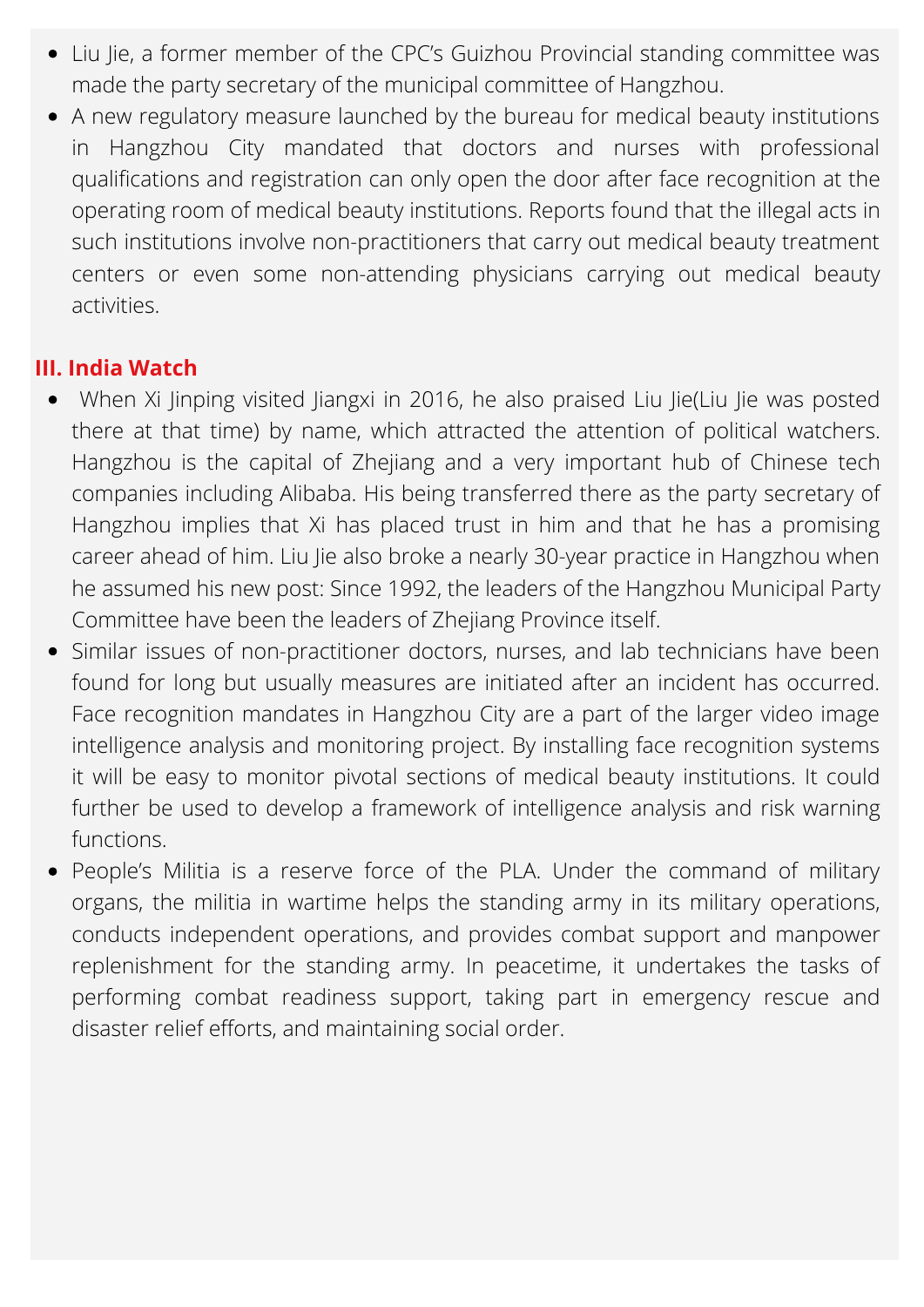- Liu Jie, a former member of the CPC's Guizhou Provincial standing committee was made the party secretary of the municipal committee of Hangzhou.
- A new regulatory measure launched by the bureau for medical beauty institutions in Hangzhou City mandated that doctors and nurses with professional qualifications and registration can only open the door after face recognition at the operating room of medical beauty institutions. Reports found that the illegal acts in such institutions involve non-practitioners that carry out medical beauty treatment centers or even some non-attending physicians carrying out medical beauty activities.

## III. India Watch

- When Xi Jinping visited Jiangxi in 2016, he also praised Liu Jie(Liu Jie was posted there at that time) by name, which attracted the attention of political watchers. Hangzhou is the capital of Zhejiang and a very important hub of Chinese tech companies including Alibaba. His being transferred there as the party secretary of Hangzhou implies that Xi has placed trust in him and that he has a promising career ahead of him. Liu Jie also broke a nearly 30-year practice in Hangzhou when he assumed his new post: Since 1992, the leaders of the Hangzhou Municipal Party Committee have been the leaders of Zhejiang Province itself.
- Similar issues of non-practitioner doctors, nurses, and lab technicians have been found for long but usually measures are initiated after an incident has occurred. Face recognition mandates in Hangzhou City are a part of the larger video image intelligence analysis and monitoring project. By installing face recognition systems it will be easy to monitor pivotal sections of medical beauty institutions. It could further be used to develop a framework of intelligence analysis and risk warning functions.
- People's Militia is a reserve force of the PLA. Under the command of military organs, the militia in wartime helps the standing army in its military operations, conducts independent operations, and provides combat support and manpower replenishment for the standing army. In peacetime, it undertakes the tasks of performing combat readiness support, taking part in emergency rescue and disaster relief efforts, and maintaining social order.